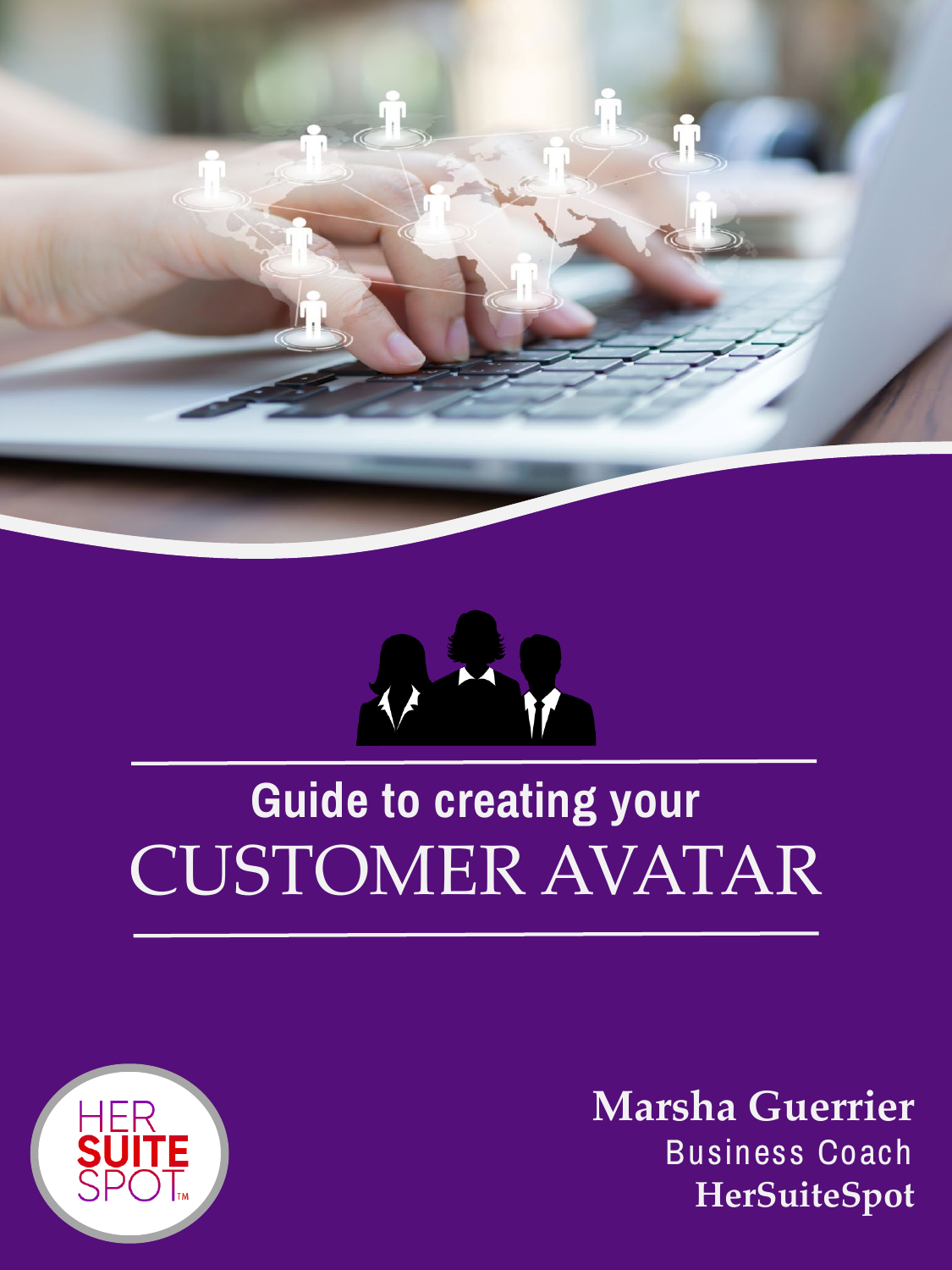# Guide to creating your CUSTOMER AVATAR

**Marsha Guerrier**
Business Coach
**HerSuiteSpot**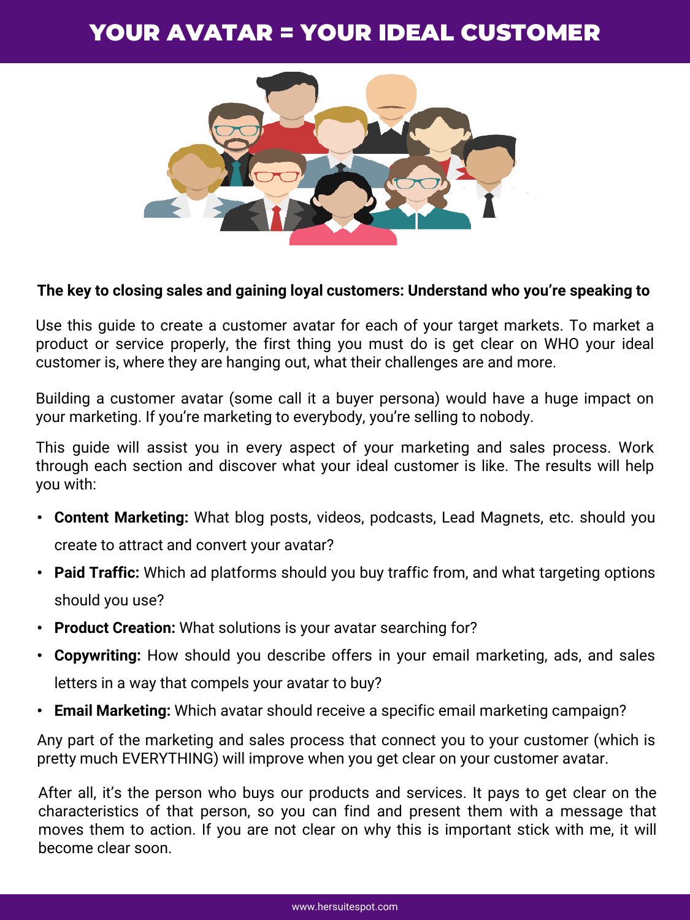# YOUR AVATAR = YOUR IDEAL CUSTOMER

**The key to closing sales and gaining loyal customers: Understand who you're speaking to**

Use this guide to create a customer avatar for each of your target markets. To market a product or service properly, the first thing you must do is get clear on WHO your ideal customer is, where they are hanging out, what their challenges are and more.

Building a customer avatar (some call it a buyer persona) would have a huge impact on your marketing. If you're marketing to everybody, you're selling to nobody.

This guide will assist you in every aspect of your marketing and sales process. Work through each section and discover what your ideal customer is like. The results will help you with:

- **Content Marketing:** What blog posts, videos, podcasts, Lead Magnets, etc. should you create to attract and convert your avatar?
- **Paid Traffic:** Which ad platforms should you buy traffic from, and what targeting options should you use?
- **Product Creation:** What solutions is your avatar searching for?
- **Copywriting:** How should you describe offers in your email marketing, ads, and sales letters in a way that compels your avatar to buy?
- **Email Marketing:** Which avatar should receive a specific email marketing campaign?

Any part of the marketing and sales process that connect you to your customer (which is pretty much EVERYTHING) will improve when you get clear on your customer avatar.

After all, it's the person who buys our products and services. It pays to get clear on the characteristics of that person, so you can find and present them with a message that moves them to action. If you are not clear on why this is important stick with me, it will become clear soon.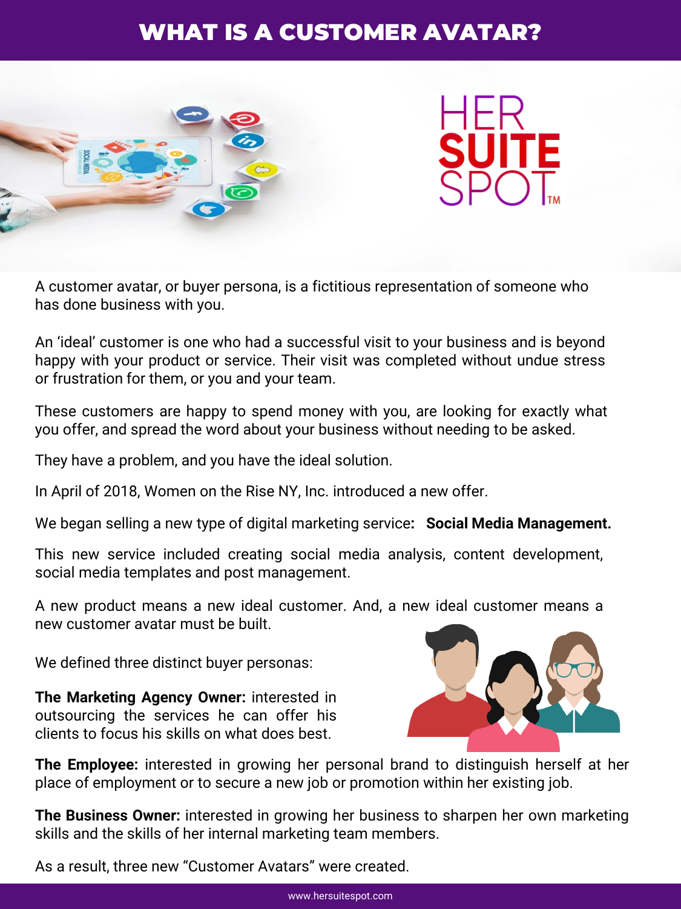# WHAT IS A CUSTOMER AVATAR?

A customer avatar, or buyer persona, is a fictitious representation of someone who has done business with you.

An 'ideal' customer is one who had a successful visit to your business and is beyond happy with your product or service. Their visit was completed without undue stress or frustration for them, or you and your team.

These customers are happy to spend money with you, are looking for exactly what you offer, and spread the word about your business without needing to be asked.

They have a problem, and you have the ideal solution.

In April of 2018, Women on the Rise NY, Inc. introduced a new offer.

We began selling a new type of digital marketing service**:** **Social Media Management.**

This new service included creating social media analysis, content development, social media templates and post management.

A new product means a new ideal customer. And, a new ideal customer means a new customer avatar must be built.

We defined three distinct buyer personas:

**The Marketing Agency Owner:** interested in outsourcing the services he can offer his clients to focus his skills on what does best.

**The Employee:** interested in growing her personal brand to distinguish herself at her place of employment or to secure a new job or promotion within her existing job.

**The Business Owner:** interested in growing her business to sharpen her own marketing skills and the skills of her internal marketing team members.

As a result, three new "Customer Avatars" were created.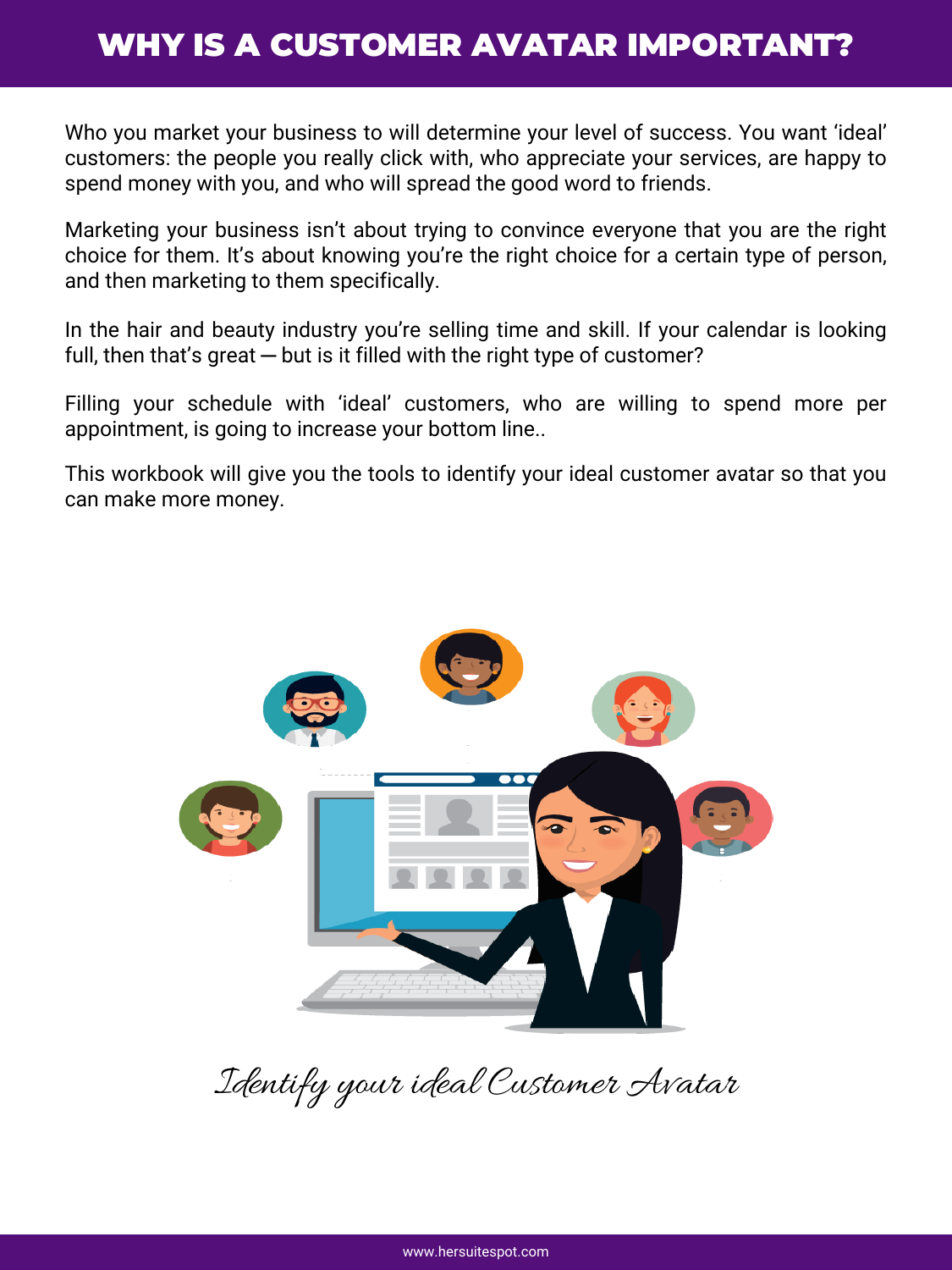# WHY IS A CUSTOMER AVATAR IMPORTANT?

Who you market your business to will determine your level of success. You want 'ideal' customers: the people you really click with, who appreciate your services, are happy to spend money with you, and who will spread the good word to friends.

Marketing your business isn't about trying to convince everyone that you are the right choice for them. It's about knowing you're the right choice for a certain type of person, and then marketing to them specifically.

In the hair and beauty industry you're selling time and skill. If your calendar is looking full, then that's great — but is it filled with the right type of customer?

Filling your schedule with 'ideal' customers, who are willing to spend more per appointment, is going to increase your bottom line..

This workbook will give you the tools to identify your ideal customer avatar so that you can make more money.

*Identify your ideal Customer Avatar*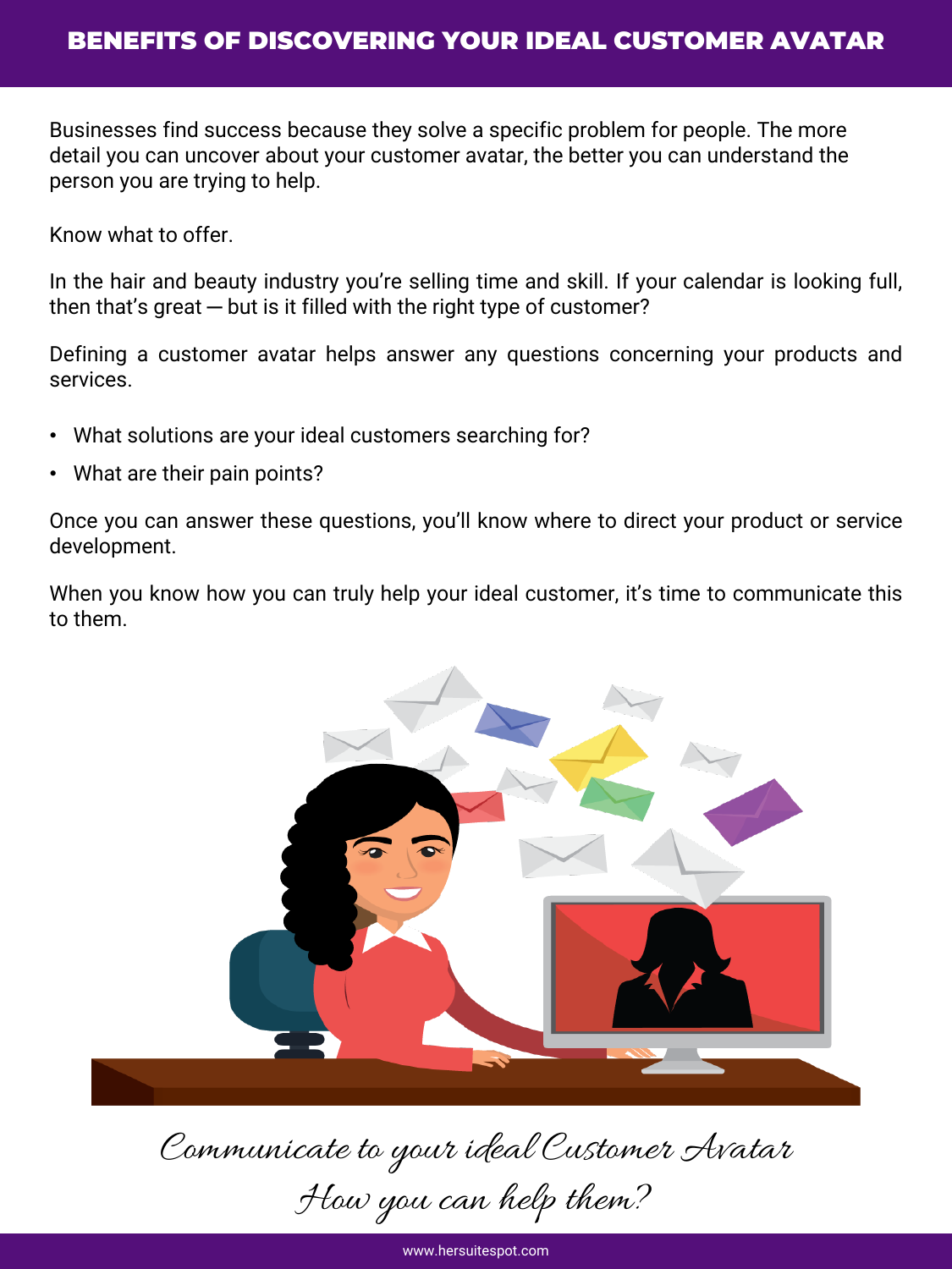# BENEFITS OF DISCOVERING YOUR IDEAL CUSTOMER AVATAR

Businesses find success because they solve a specific problem for people. The more detail you can uncover about your customer avatar, the better you can understand the person you are trying to help.

Know what to offer.

In the hair and beauty industry you're selling time and skill. If your calendar is looking full, then that's great — but is it filled with the right type of customer?

Defining a customer avatar helps answer any questions concerning your products and services.

- What solutions are your ideal customers searching for?
- What are their pain points?

Once you can answer these questions, you'll know where to direct your product or service development.

When you know how you can truly help your ideal customer, it's time to communicate this to them.

*Communicate to your ideal Customer Avatar*
*How you can help them?*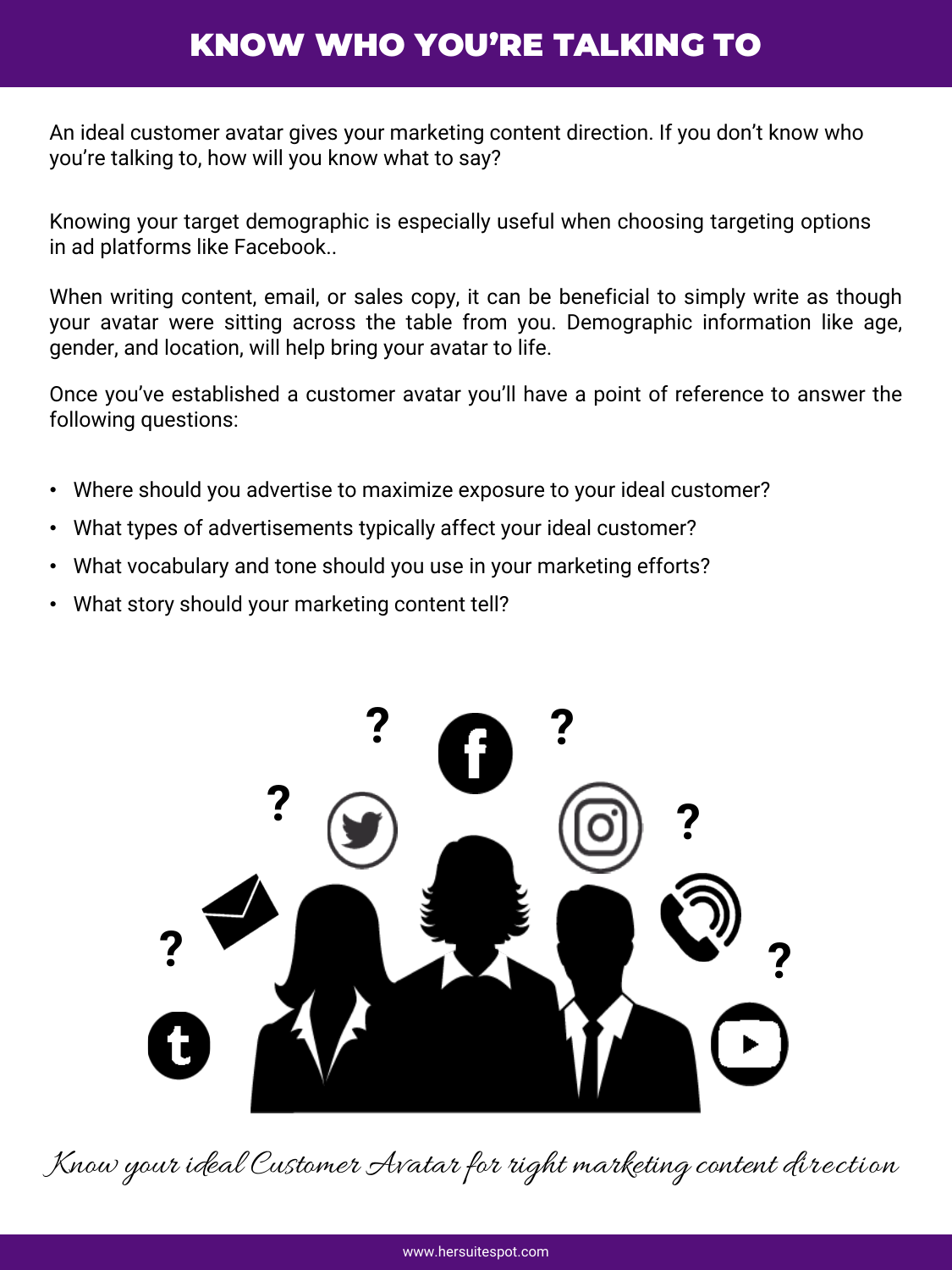# KNOW WHO YOU'RE TALKING TO

An ideal customer avatar gives your marketing content direction. If you don't know who you're talking to, how will you know what to say?

Knowing your target demographic is especially useful when choosing targeting options in ad platforms like Facebook..

When writing content, email, or sales copy, it can be beneficial to simply write as though your avatar were sitting across the table from you. Demographic information like age, gender, and location, will help bring your avatar to life.

Once you've established a customer avatar you'll have a point of reference to answer the following questions:

- Where should you advertise to maximize exposure to your ideal customer?
- What types of advertisements typically affect your ideal customer?
- What vocabulary and tone should you use in your marketing efforts?
- What story should your marketing content tell?

*Know your ideal Customer Avatar for right marketing content direction*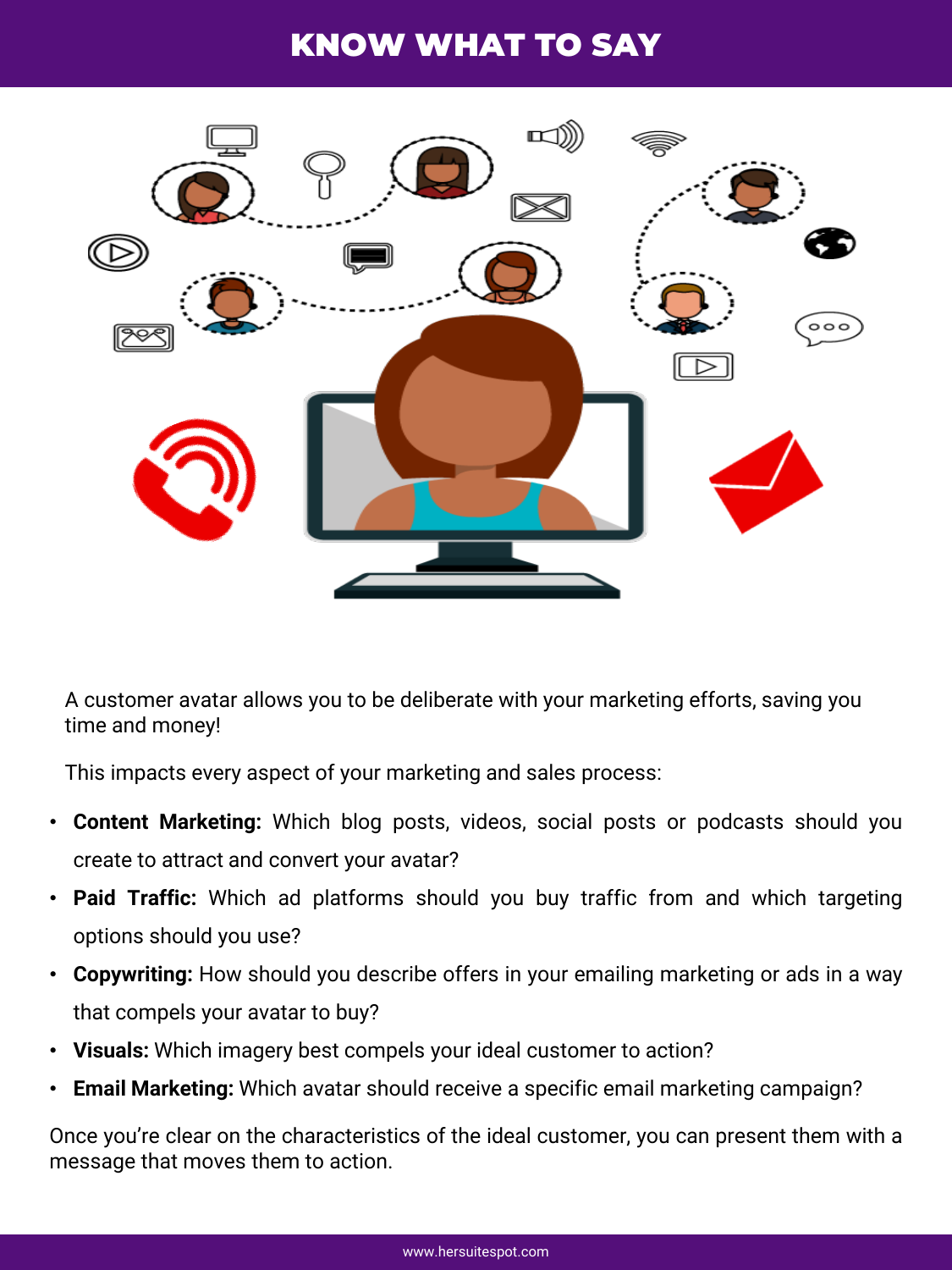# KNOW WHAT TO SAY

A customer avatar allows you to be deliberate with your marketing efforts, saving you time and money!

This impacts every aspect of your marketing and sales process:

- **Content Marketing:** Which blog posts, videos, social posts or podcasts should you create to attract and convert your avatar?
- **Paid Traffic:** Which ad platforms should you buy traffic from and which targeting options should you use?
- **Copywriting:** How should you describe offers in your emailing marketing or ads in a way that compels your avatar to buy?
- **Visuals:** Which imagery best compels your ideal customer to action?
- **Email Marketing:** Which avatar should receive a specific email marketing campaign?

Once you're clear on the characteristics of the ideal customer, you can present them with a message that moves them to action.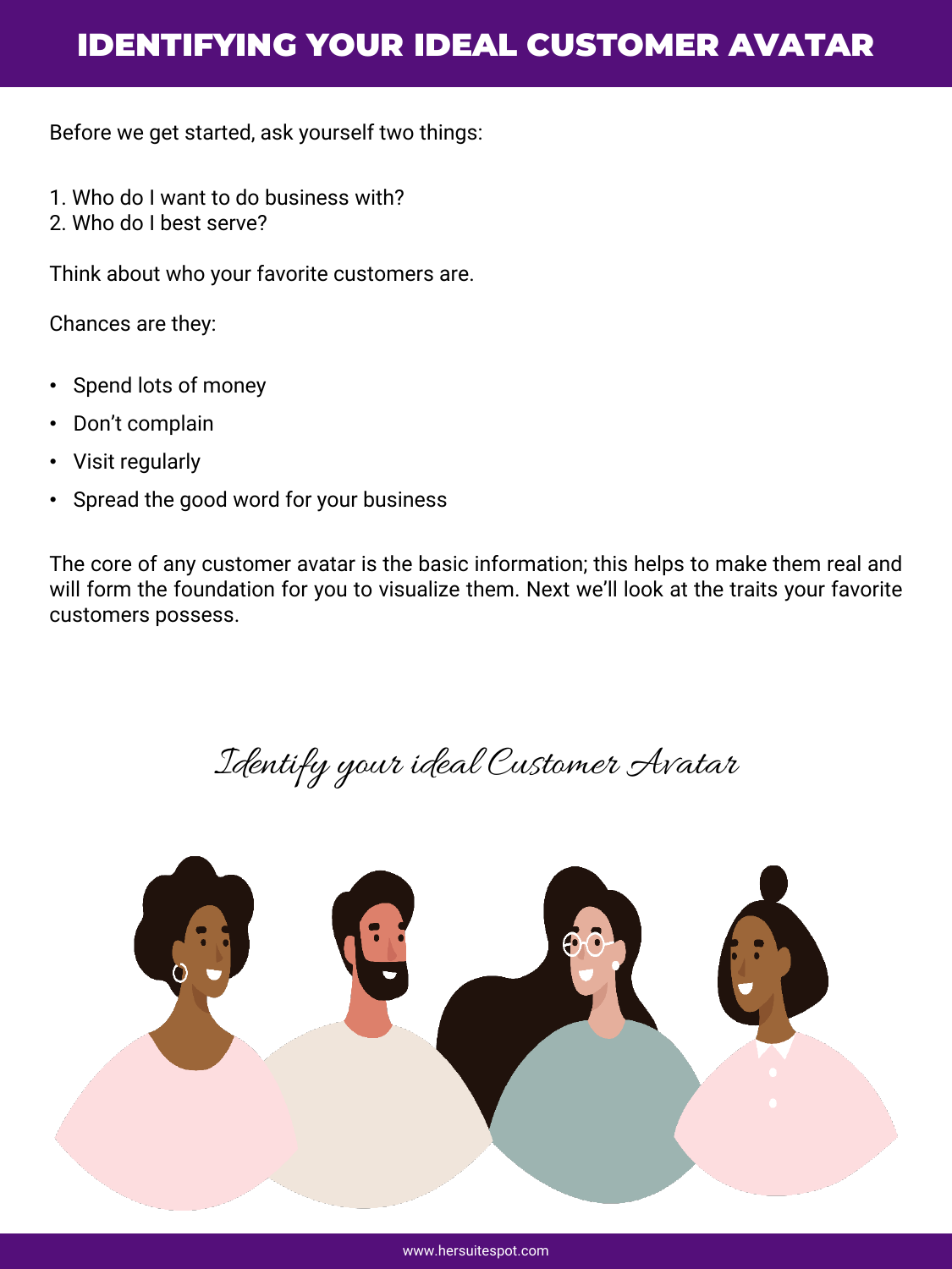# IDENTIFYING YOUR IDEAL CUSTOMER AVATAR

Before we get started, ask yourself two things:

1. Who do I want to do business with?
2. Who do I best serve?

Think about who your favorite customers are.

Chances are they:

- Spend lots of money
- Don't complain
- Visit regularly
- Spread the good word for your business

The core of any customer avatar is the basic information; this helps to make them real and will form the foundation for you to visualize them. Next we'll look at the traits your favorite customers possess.

*Identify your ideal Customer Avatar*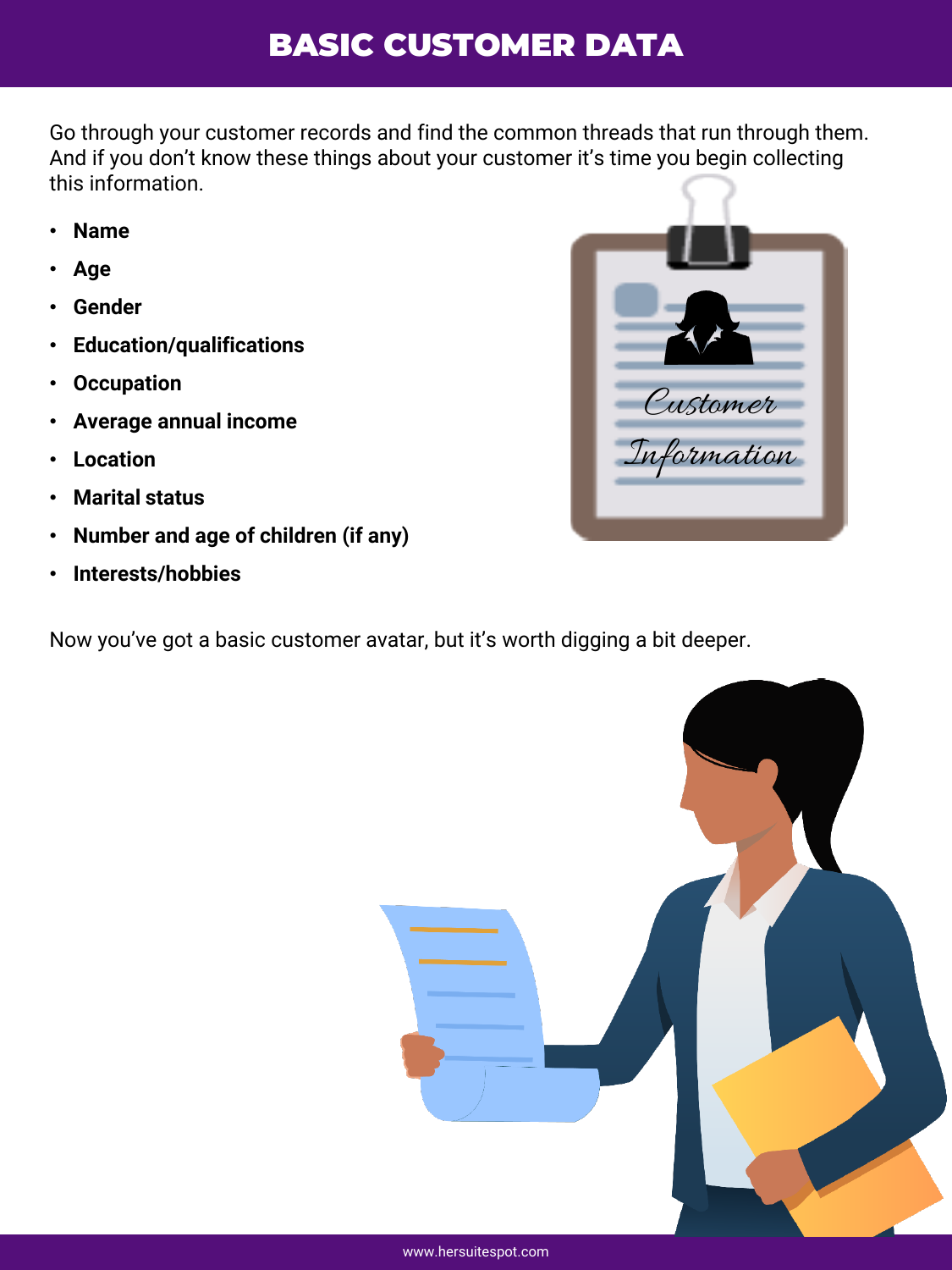# BASIC CUSTOMER DATA

Go through your customer records and find the common threads that run through them. And if you don't know these things about your customer it's time you begin collecting this information.

- **Name**
- **Age**
- **Gender**
- **Education/qualifications**
- **Occupation**
- **Average annual income**
- **Location**
- **Marital status**
- **Number and age of children (if any)**
- **Interests/hobbies**

Now you've got a basic customer avatar, but it's worth digging a bit deeper.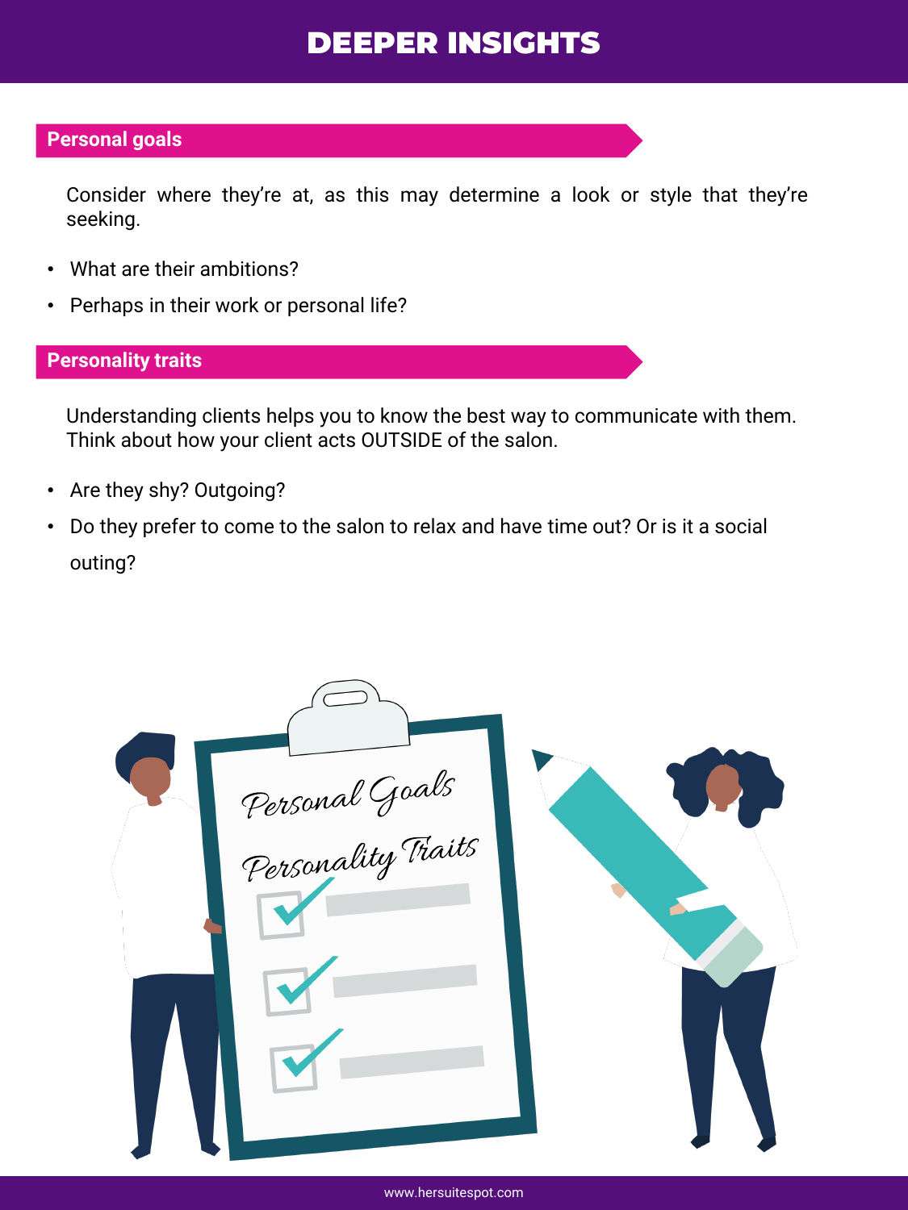# DEEPER INSIGHTS

## Personal goals

Consider where they're at, as this may determine a look or style that they're seeking.

- What are their ambitions?
- Perhaps in their work or personal life?

## Personality traits

Understanding clients helps you to know the best way to communicate with them. Think about how your client acts OUTSIDE of the salon.

- Are they shy? Outgoing?
- Do they prefer to come to the salon to relax and have time out? Or is it a social outing?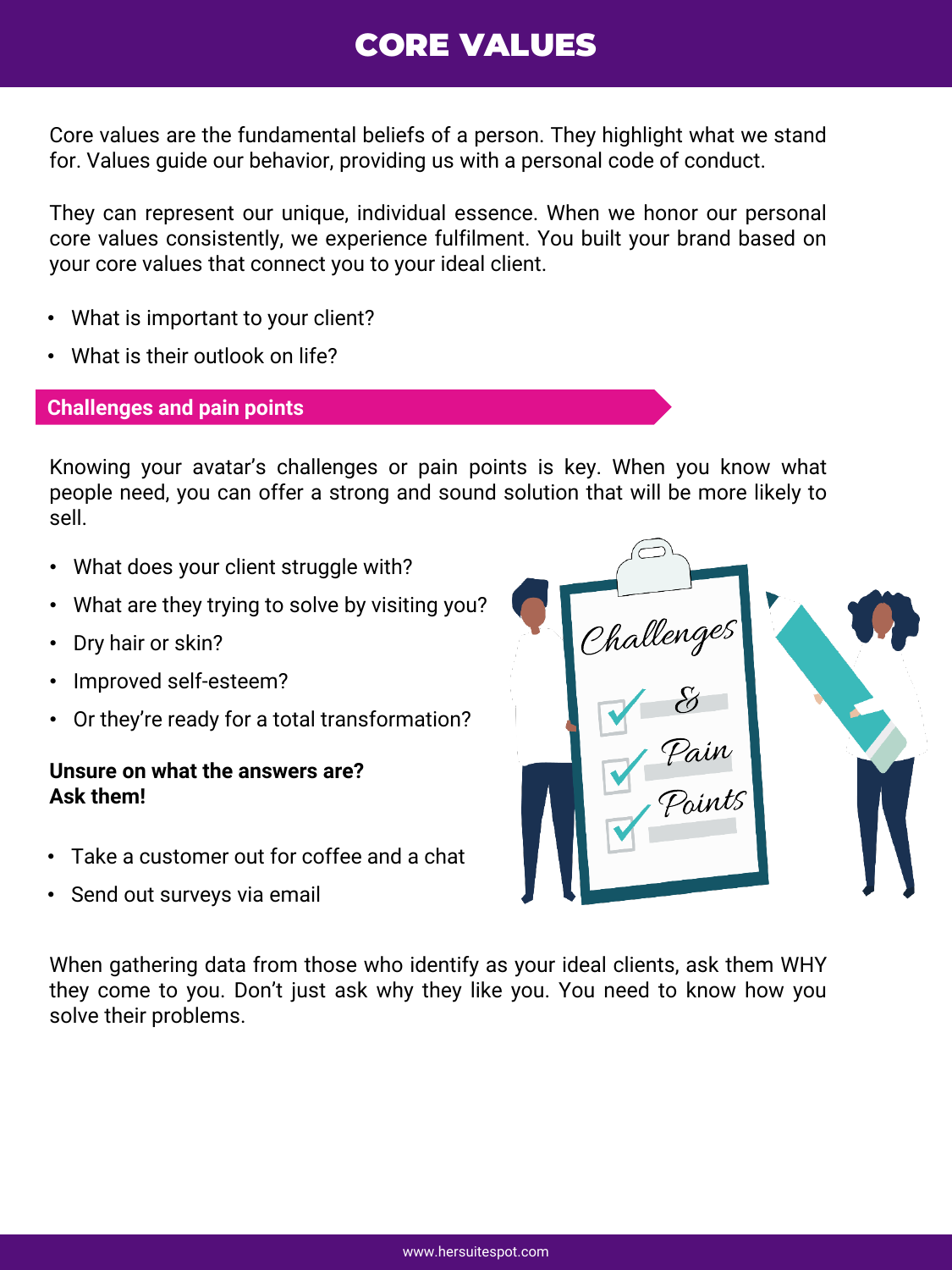# CORE VALUES

Core values are the fundamental beliefs of a person. They highlight what we stand for. Values guide our behavior, providing us with a personal code of conduct.

They can represent our unique, individual essence. When we honor our personal core values consistently, we experience fulfilment. You built your brand based on your core values that connect you to your ideal client.

- What is important to your client?
- What is their outlook on life?

## Challenges and pain points

Knowing your avatar's challenges or pain points is key. When you know what people need, you can offer a strong and sound solution that will be more likely to sell.

- What does your client struggle with?
- What are they trying to solve by visiting you?
- Dry hair or skin?
- Improved self-esteem?
- Or they're ready for a total transformation?

**Unsure on what the answers are?**
**Ask them!**

- Take a customer out for coffee and a chat
- Send out surveys via email

When gathering data from those who identify as your ideal clients, ask them WHY they come to you. Don't just ask why they like you. You need to know how you solve their problems.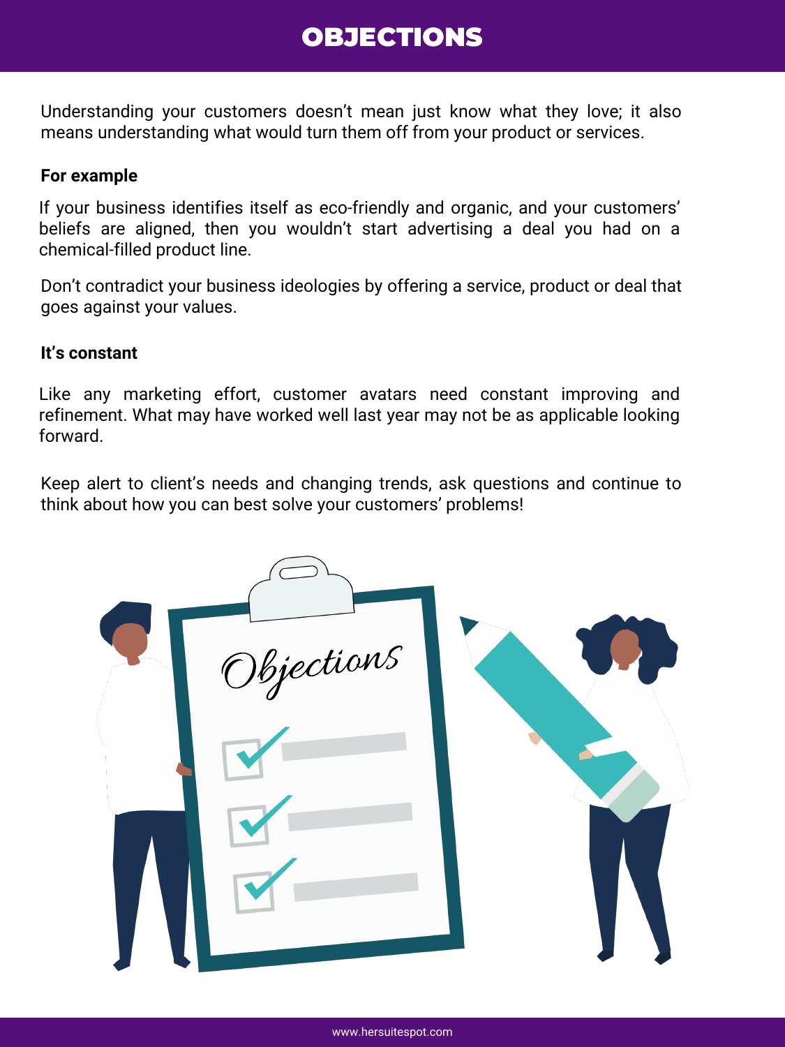# OBJECTIONS

Understanding your customers doesn't mean just know what they love; it also means understanding what would turn them off from your product or services.

**For example**

If your business identifies itself as eco-friendly and organic, and your customers' beliefs are aligned, then you wouldn't start advertising a deal you had on a chemical-filled product line.

Don't contradict your business ideologies by offering a service, product or deal that goes against your values.

**It's constant**

Like any marketing effort, customer avatars need constant improving and refinement. What may have worked well last year may not be as applicable looking forward.

Keep alert to client's needs and changing trends, ask questions and continue to think about how you can best solve your customers' problems!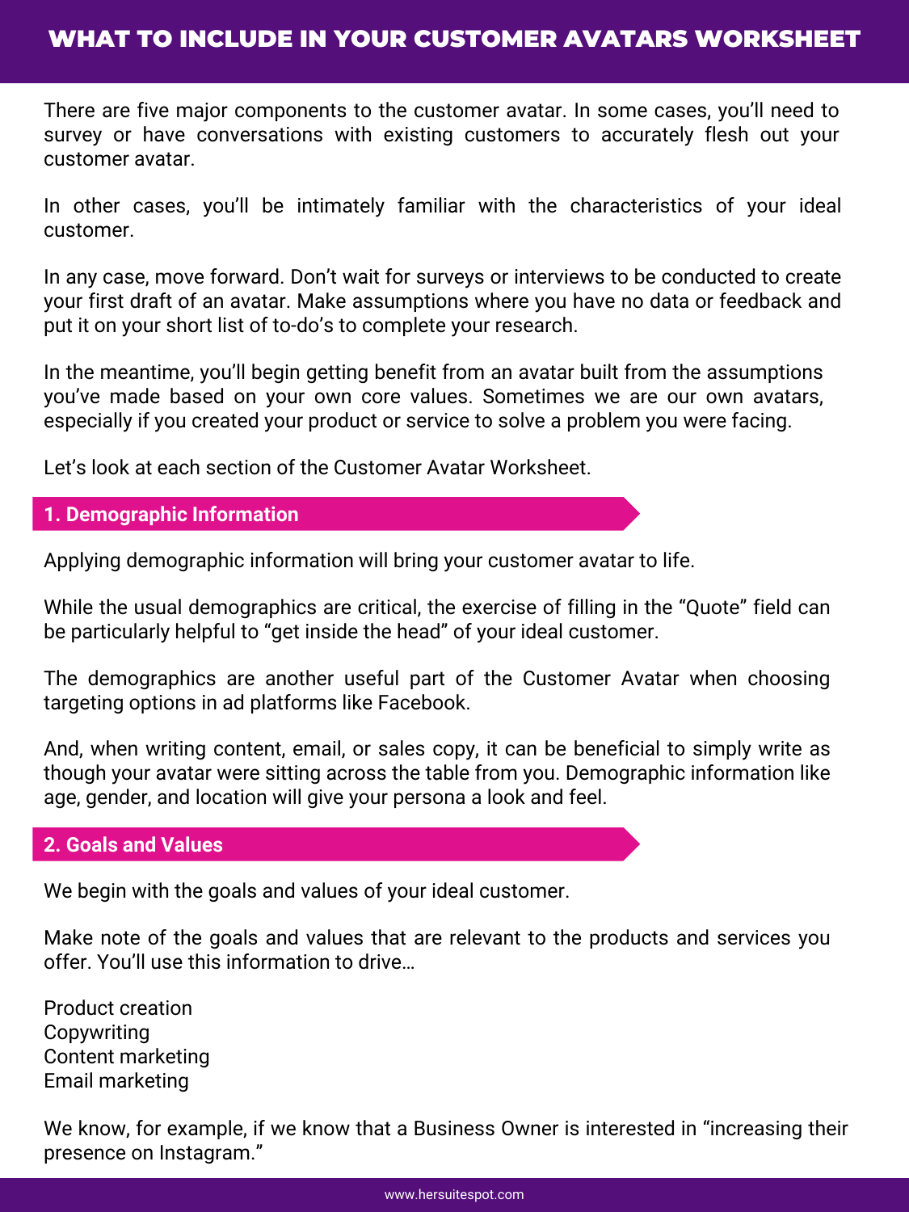# WHAT TO INCLUDE IN YOUR CUSTOMER AVATARS WORKSHEET

There are five major components to the customer avatar. In some cases, you'll need to survey or have conversations with existing customers to accurately flesh out your customer avatar.

In other cases, you'll be intimately familiar with the characteristics of your ideal customer.

In any case, move forward. Don't wait for surveys or interviews to be conducted to create your first draft of an avatar. Make assumptions where you have no data or feedback and put it on your short list of to-do's to complete your research.

In the meantime, you'll begin getting benefit from an avatar built from the assumptions you've made based on your own core values. Sometimes we are our own avatars, especially if you created your product or service to solve a problem you were facing.

Let's look at each section of the Customer Avatar Worksheet.

## 1. Demographic Information

Applying demographic information will bring your customer avatar to life.

While the usual demographics are critical, the exercise of filling in the "Quote" field can be particularly helpful to "get inside the head" of your ideal customer.

The demographics are another useful part of the Customer Avatar when choosing targeting options in ad platforms like Facebook.

And, when writing content, email, or sales copy, it can be beneficial to simply write as though your avatar were sitting across the table from you. Demographic information like age, gender, and location will give your persona a look and feel.

## 2. Goals and Values

We begin with the goals and values of your ideal customer.

Make note of the goals and values that are relevant to the products and services you offer. You'll use this information to drive…

Product creation
Copywriting
Content marketing
Email marketing

We know, for example, if we know that a Business Owner is interested in "increasing their presence on Instagram."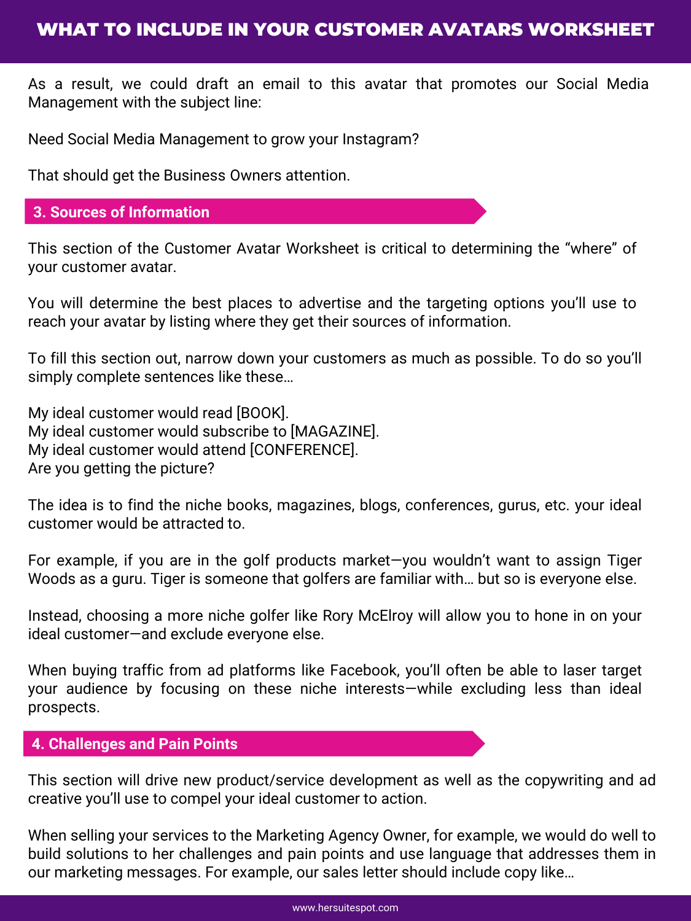As a result, we could draft an email to this avatar that promotes our Social Media Management with the subject line:

Need Social Media Management to grow your Instagram?

That should get the Business Owners attention.

## 3. Sources of Information

This section of the Customer Avatar Worksheet is critical to determining the "where" of your customer avatar.

You will determine the best places to advertise and the targeting options you'll use to reach your avatar by listing where they get their sources of information.

To fill this section out, narrow down your customers as much as possible. To do so you'll simply complete sentences like these…

My ideal customer would read [BOOK].
My ideal customer would subscribe to [MAGAZINE].
My ideal customer would attend [CONFERENCE].
Are you getting the picture?

The idea is to find the niche books, magazines, blogs, conferences, gurus, etc. your ideal customer would be attracted to.

For example, if you are in the golf products market—you wouldn't want to assign Tiger Woods as a guru. Tiger is someone that golfers are familiar with… but so is everyone else.

Instead, choosing a more niche golfer like Rory McElroy will allow you to hone in on your ideal customer—and exclude everyone else.

When buying traffic from ad platforms like Facebook, you'll often be able to laser target your audience by focusing on these niche interests—while excluding less than ideal prospects.

## 4. Challenges and Pain Points

This section will drive new product/service development as well as the copywriting and ad creative you'll use to compel your ideal customer to action.

When selling your services to the Marketing Agency Owner, for example, we would do well to build solutions to her challenges and pain points and use language that addresses them in our marketing messages. For example, our sales letter should include copy like…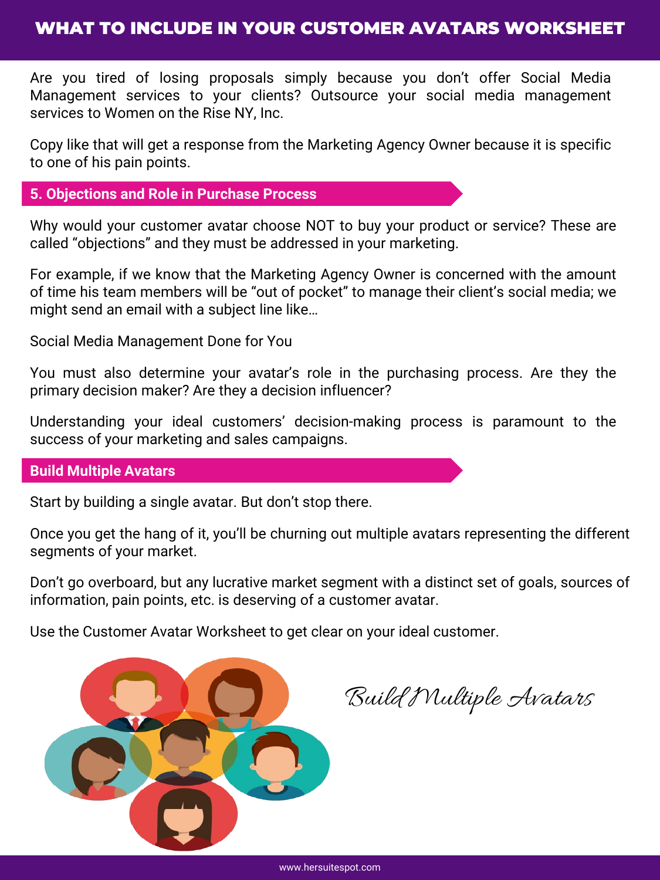# WHAT TO INCLUDE IN YOUR CUSTOMER AVATARS WORKSHEET

Are you tired of losing proposals simply because you don't offer Social Media Management services to your clients? Outsource your social media management services to Women on the Rise NY, Inc.

Copy like that will get a response from the Marketing Agency Owner because it is specific to one of his pain points.

## 5. Objections and Role in Purchase Process

Why would your customer avatar choose NOT to buy your product or service? These are called "objections" and they must be addressed in your marketing.

For example, if we know that the Marketing Agency Owner is concerned with the amount of time his team members will be "out of pocket" to manage their client's social media; we might send an email with a subject line like…

Social Media Management Done for You

You must also determine your avatar's role in the purchasing process. Are they the primary decision maker? Are they a decision influencer?

Understanding your ideal customers' decision-making process is paramount to the success of your marketing and sales campaigns.

## Build Multiple Avatars

Start by building a single avatar. But don't stop there.

Once you get the hang of it, you'll be churning out multiple avatars representing the different segments of your market.

Don't go overboard, but any lucrative market segment with a distinct set of goals, sources of information, pain points, etc. is deserving of a customer avatar.

Use the Customer Avatar Worksheet to get clear on your ideal customer.

*Build Multiple Avatars*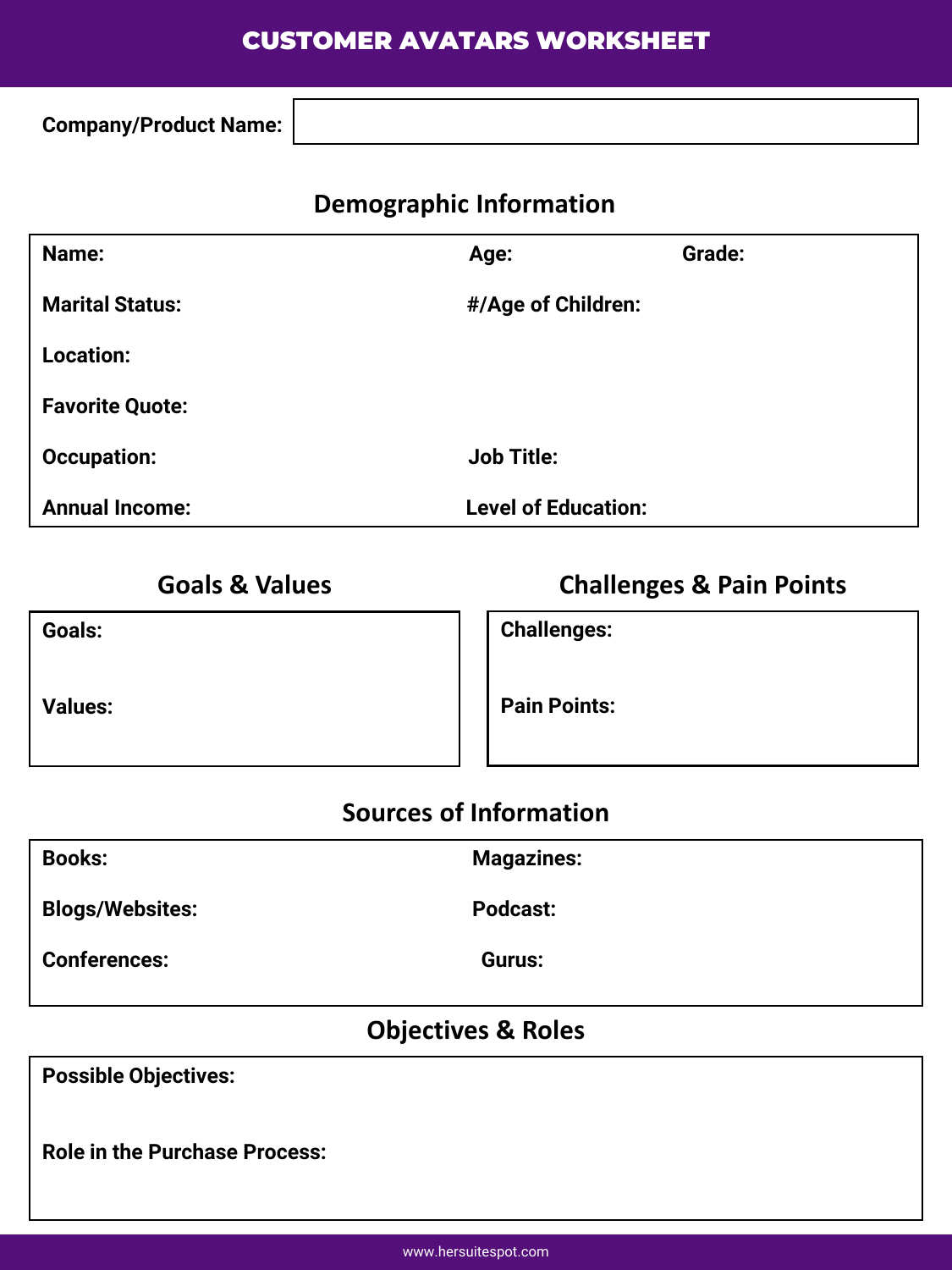# CUSTOMER AVATARS WORKSHEET

**Company/Product Name:**

## Demographic Information

| | | |
|---|---|---|
| **Name:** | **Age:** | **Grade:** |
| **Marital Status:** | **#/Age of Children:** | |
| **Location:** | | |
| **Favorite Quote:** | | |
| **Occupation:** | **Job Title:** | |
| **Annual Income:** | **Level of Education:** | |

## Goals & Values

**Goals:**

**Values:**

## Challenges & Pain Points

**Challenges:**

**Pain Points:**

## Sources of Information

| | |
|---|---|
| **Books:** | **Magazines:** |
| **Blogs/Websites:** | **Podcast:** |
| **Conferences:** | **Gurus:** |

## Objectives & Roles

**Possible Objectives:**

**Role in the Purchase Process:**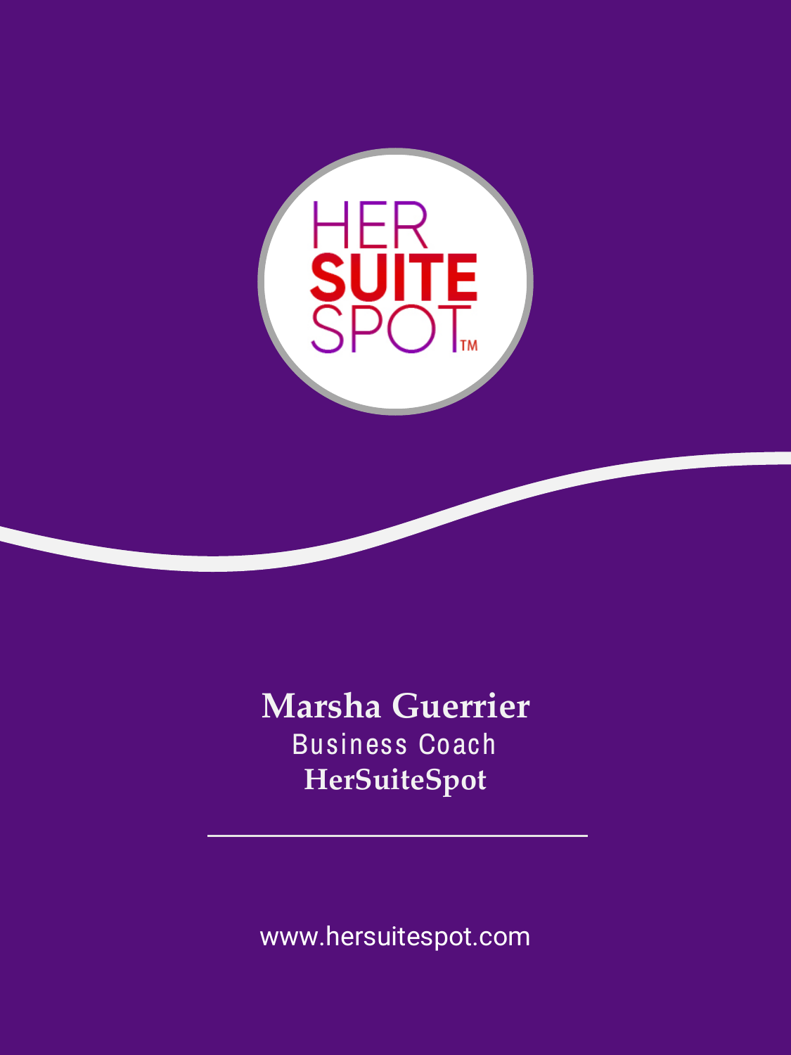HER
SUITE
SPOT™

**Marsha Guerrier**
Business Coach
**HerSuiteSpot**

www.hersuitespot.com